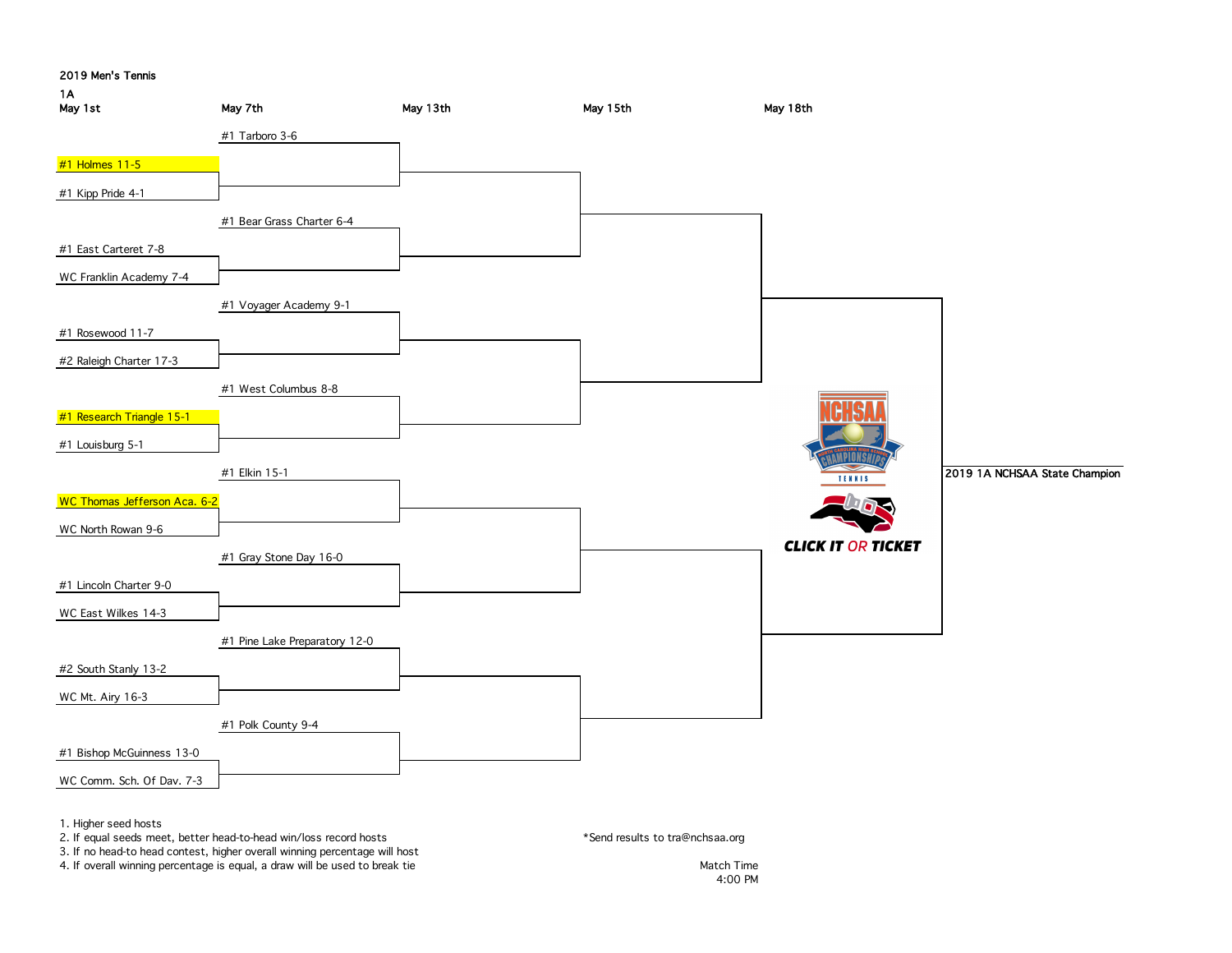# 2019 Men's Tennis

## 1A

| May 1st | May 7th | May 13th | May 15th | May 18th |
|---|---|---|---|---|
| | #1 Tarboro 3-6 | | | |
| #1 Holmes 11-5 | | | | |
| #1 Kipp Pride 4-1 | | | | |
| | #1 Bear Grass Charter 6-4 | | | |
| #1 East Carteret 7-8 | | | | |
| WC Franklin Academy 7-4 | | | | |
| | #1 Voyager Academy 9-1 | | | |
| #1 Rosewood 11-7 | | | | |
| #2 Raleigh Charter 17-3 | | | | |
| | #1 West Columbus 8-8 | | | |
| #1 Research Triangle 15-1 | | | | |
| #1 Louisburg 5-1 | | | | |
| | #1 Elkin 15-1 | | | |
| WC Thomas Jefferson Aca. 6-2 | | | | |
| WC North Rowan 9-6 | | | | |
| | #1 Gray Stone Day 16-0 | | | |
| #1 Lincoln Charter 9-0 | | | | |
| WC East Wilkes 14-3 | | | | |
| | #1 Pine Lake Preparatory 12-0 | | | |
| #2 South Stanly 13-2 | | | | |
| WC Mt. Airy 16-3 | | | | |
| | #1 Polk County 9-4 | | | |
| #1 Bishop McGuinness 13-0 | | | | |
| WC Comm. Sch. Of Dav. 7-3 | | | | |

2019 1A NCHSAA State Champion

NCHSAA North Carolina High School Championships Tennis

CLICK IT OR TICKET

1. Higher seed hosts
2. If equal seeds meet, better head-to-head win/loss record hosts
3. If no head-to head contest, higher overall winning percentage will host
4. If overall winning percentage is equal, a draw will be used to break tie

*Send results to tra@nchsaa.org

Match Time
4:00 PM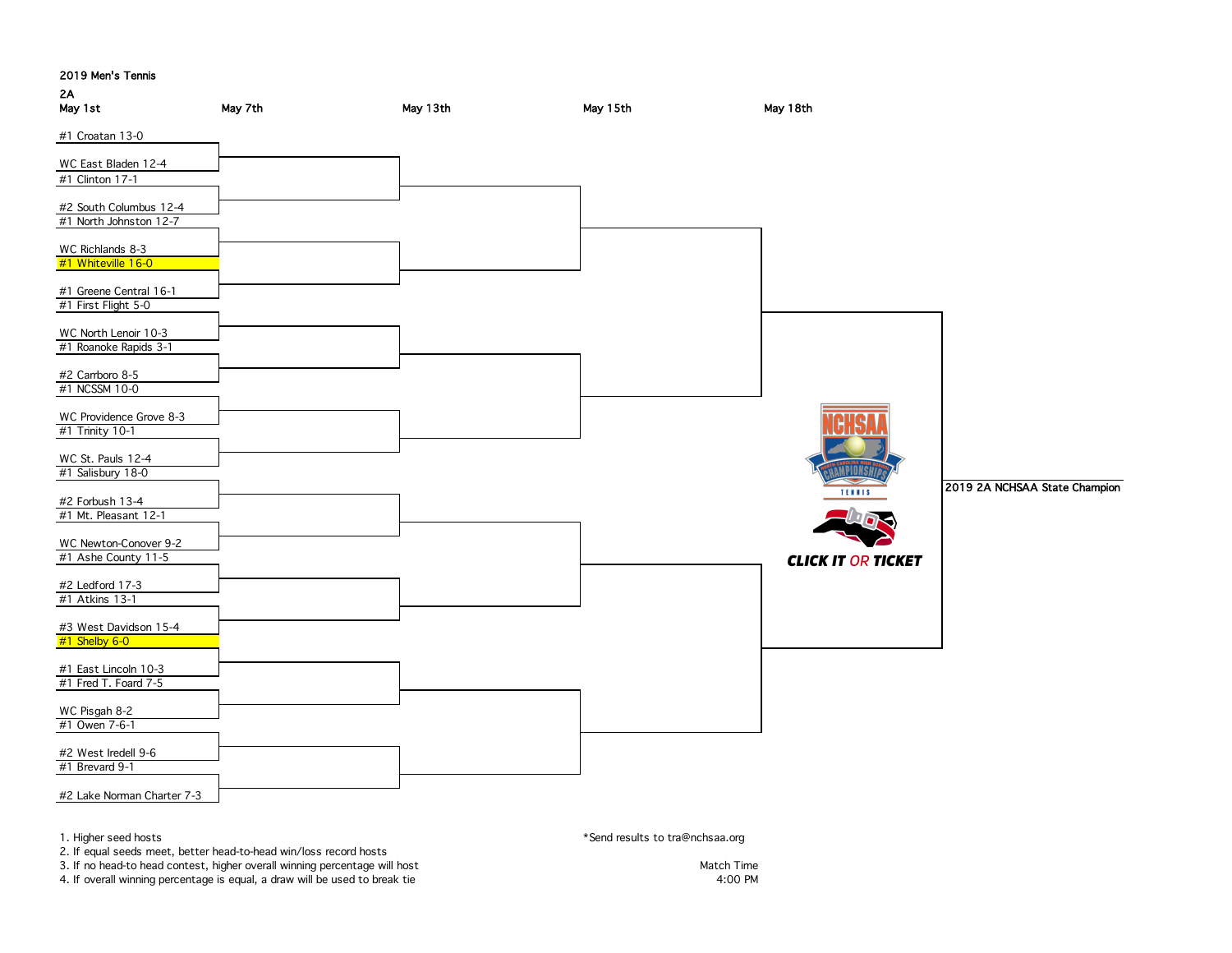2019 Men's Tennis

2A

| May 1st | May 7th | May 13th | May 15th | May 18th |
|---|---|---|---|---|
| #1 Croatan 13-0 | | | | |
| WC East Bladen 12-4 | | | | |
| #1 Clinton 17-1 | | | | |
| #2 South Columbus 12-4 | | | | |
| #1 North Johnston 12-7 | | | | |
| WC Richlands 8-3 | | | | |
| #1 Whiteville 16-0 | | | | |
| #1 Greene Central 16-1 | | | | |
| #1 First Flight 5-0 | | | | |
| WC North Lenoir 10-3 | | | | |
| #1 Roanoke Rapids 3-1 | | | | |
| #2 Carrboro 8-5 | | | | |
| #1 NCSSM 10-0 | | | | |
| WC Providence Grove 8-3 | | | | |
| #1 Trinity 10-1 | | | | |
| WC St. Pauls 12-4 | | | | |
| #1 Salisbury 18-0 | | | | |
| #2 Forbush 13-4 | | | | |
| #1 Mt. Pleasant 12-1 | | | | |
| WC Newton-Conover 9-2 | | | | |
| #1 Ashe County 11-5 | | | | |
| #2 Ledford 17-3 | | | | |
| #1 Atkins 13-1 | | | | |
| #3 West Davidson 15-4 | | | | |
| #1 Shelby 6-0 | | | | |
| #1 East Lincoln 10-3 | | | | |
| #1 Fred T. Foard 7-5 | | | | |
| WC Pisgah 8-2 | | | | |
| #1 Owen 7-6-1 | | | | |
| #2 West Iredell 9-6 | | | | |
| #1 Brevard 9-1 | | | | |
| #2 Lake Norman Charter 7-3 | | | | |

2019 2A NCHSAA State Champion

CLICK IT OR TICKET

1. Higher seed hosts
2. If equal seeds meet, better head-to-head win/loss record hosts
3. If no head-to head contest, higher overall winning percentage will host
4. If overall winning percentage is equal, a draw will be used to break tie

*Send results to tra@nchsaa.org

Match Time
4:00 PM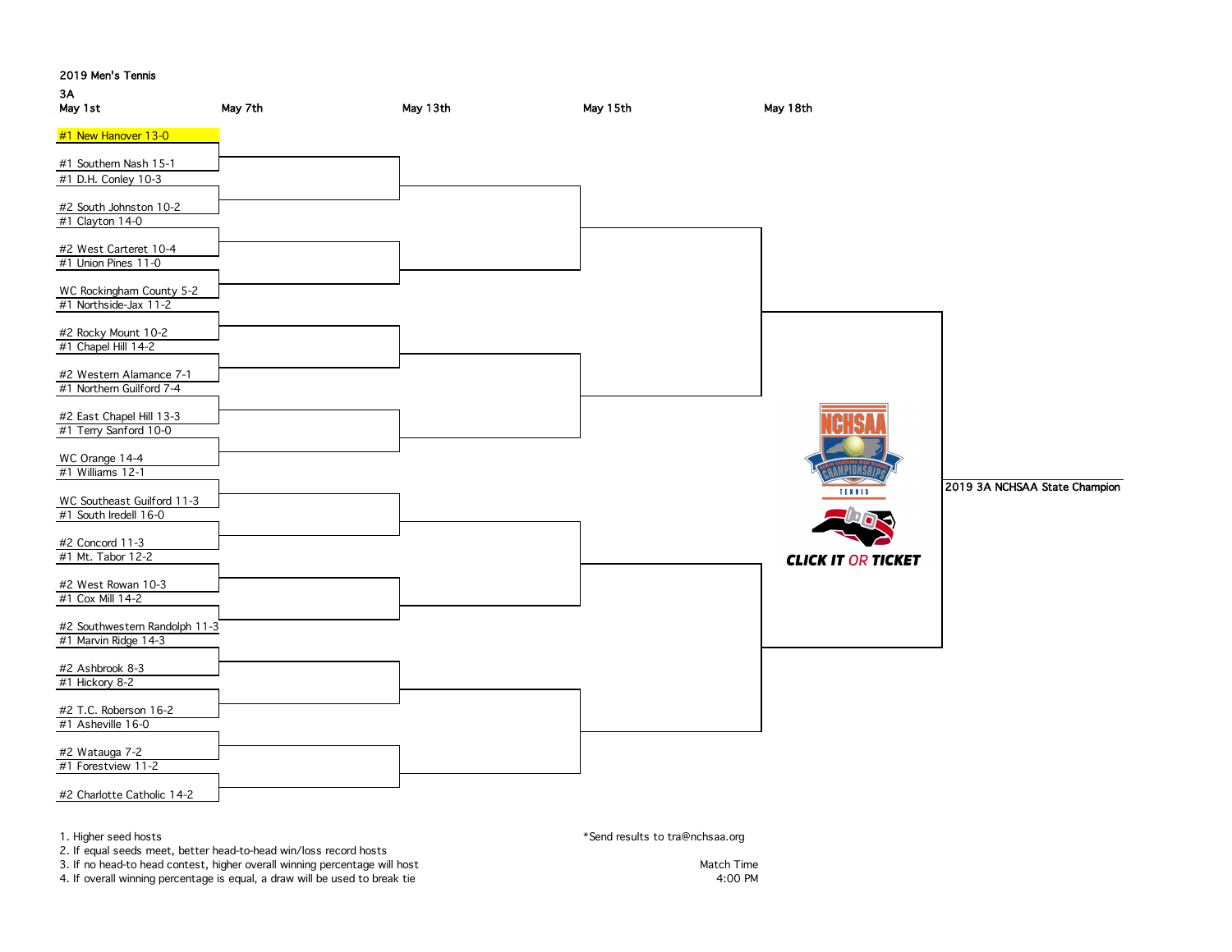2019 Men's Tennis

3A

| May 1st | May 7th | May 13th | May 15th | May 18th |
|---|---|---|---|---|
| #1 New Hanover 13-0 | | | | |
| #1 Southern Nash 15-1 | | | | |
| #1 D.H. Conley 10-3 | | | | |
| #2 South Johnston 10-2 | | | | |
| #1 Clayton 14-0 | | | | |
| #2 West Carteret 10-4 | | | | |
| #1 Union Pines 11-0 | | | | |
| WC Rockingham County 5-2 | | | | |
| #1 Northside-Jax 11-2 | | | | |
| #2 Rocky Mount 10-2 | | | | |
| #1 Chapel Hill 14-2 | | | | |
| #2 Western Alamance 7-1 | | | | |
| #1 Northern Guilford 7-4 | | | | |
| #2 East Chapel Hill 13-3 | | | | |
| #1 Terry Sanford 10-0 | | | | |
| WC Orange 14-4 | | | | |
| #1 Williams 12-1 | | | | |
| WC Southeast Guilford 11-3 | | | | |
| #1 South Iredell 16-0 | | | | |
| #2 Concord 11-3 | | | | |
| #1 Mt. Tabor 12-2 | | | | |
| #2 West Rowan 10-3 | | | | |
| #1 Cox Mill 14-2 | | | | |
| #2 Southwestern Randolph 11-3 | | | | |
| #1 Marvin Ridge 14-3 | | | | |
| #2 Ashbrook 8-3 | | | | |
| #1 Hickory 8-2 | | | | |
| #2 T.C. Roberson 16-2 | | | | |
| #1 Asheville 16-0 | | | | |
| #2 Watauga 7-2 | | | | |
| #1 Forestview 11-2 | | | | |
| #2 Charlotte Catholic 14-2 | | | | |

2019 3A NCHSAA State Champion

NCHSAA North Carolina High School Championships Tennis

CLICK IT OR TICKET

1. Higher seed hosts
2. If equal seeds meet, better head-to-head win/loss record hosts
3. If no head-to head contest, higher overall winning percentage will host
4. If overall winning percentage is equal, a draw will be used to break tie

*Send results to tra@nchsaa.org

Match Time
4:00 PM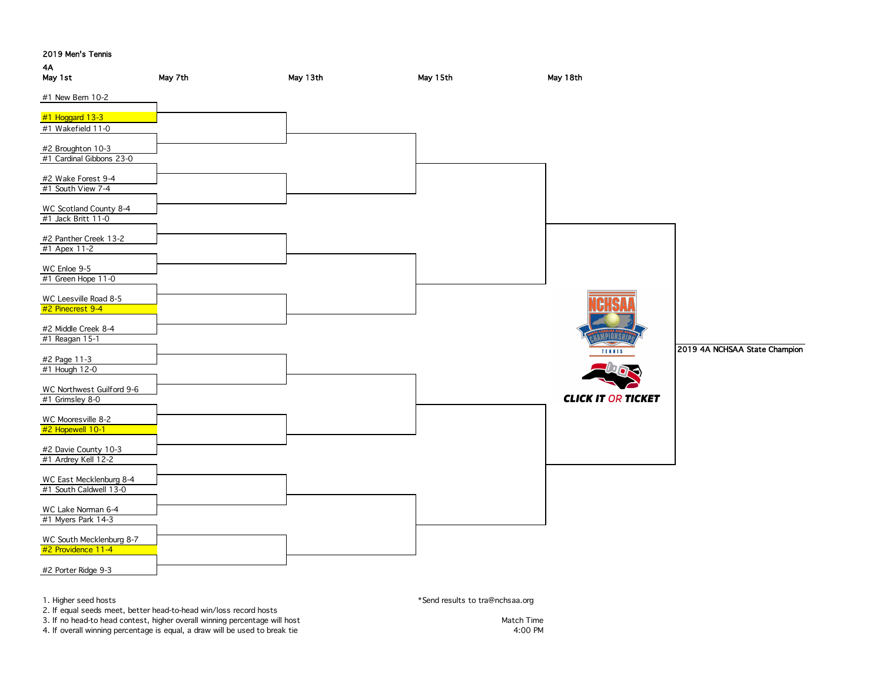2019 Men's Tennis

4A

May 1st

May 7th

May 13th

May 15th

May 18th

#1 New Bern 10-2

#1 Hoggard 13-3

#1 Wakefield 11-0

#2 Broughton 10-3

#1 Cardinal Gibbons 23-0

#2 Wake Forest 9-4

#1 South View 7-4

WC Scotland County 8-4

#1 Jack Britt 11-0

#2 Panther Creek 13-2

#1 Apex 11-2

WC Enloe 9-5

#1 Green Hope 11-0

WC Leesville Road 8-5

#2 Pinecrest 9-4

#2 Middle Creek 8-4

#1 Reagan 15-1

#2 Page 11-3

#1 Hough 12-0

WC Northwest Guilford 9-6

#1 Grimsley 8-0

WC Mooresville 8-2

#2 Hopewell 10-1

#2 Davie County 10-3

#1 Ardrey Kell 12-2

WC East Mecklenburg 8-4

#1 South Caldwell 13-0

WC Lake Norman 6-4

#1 Myers Park 14-3

WC South Mecklenburg 8-7

#2 Providence 11-4

#2 Porter Ridge 9-3

NCHSAA North Carolina High School Championships Tennis

CLICK IT OR TICKET

2019 4A NCHSAA State Champion

1. Higher seed hosts
2. If equal seeds meet, better head-to-head win/loss record hosts
3. If no head-to head contest, higher overall winning percentage will host
4. If overall winning percentage is equal, a draw will be used to break tie

*Send results to tra@nchsaa.org

Match Time
4:00 PM